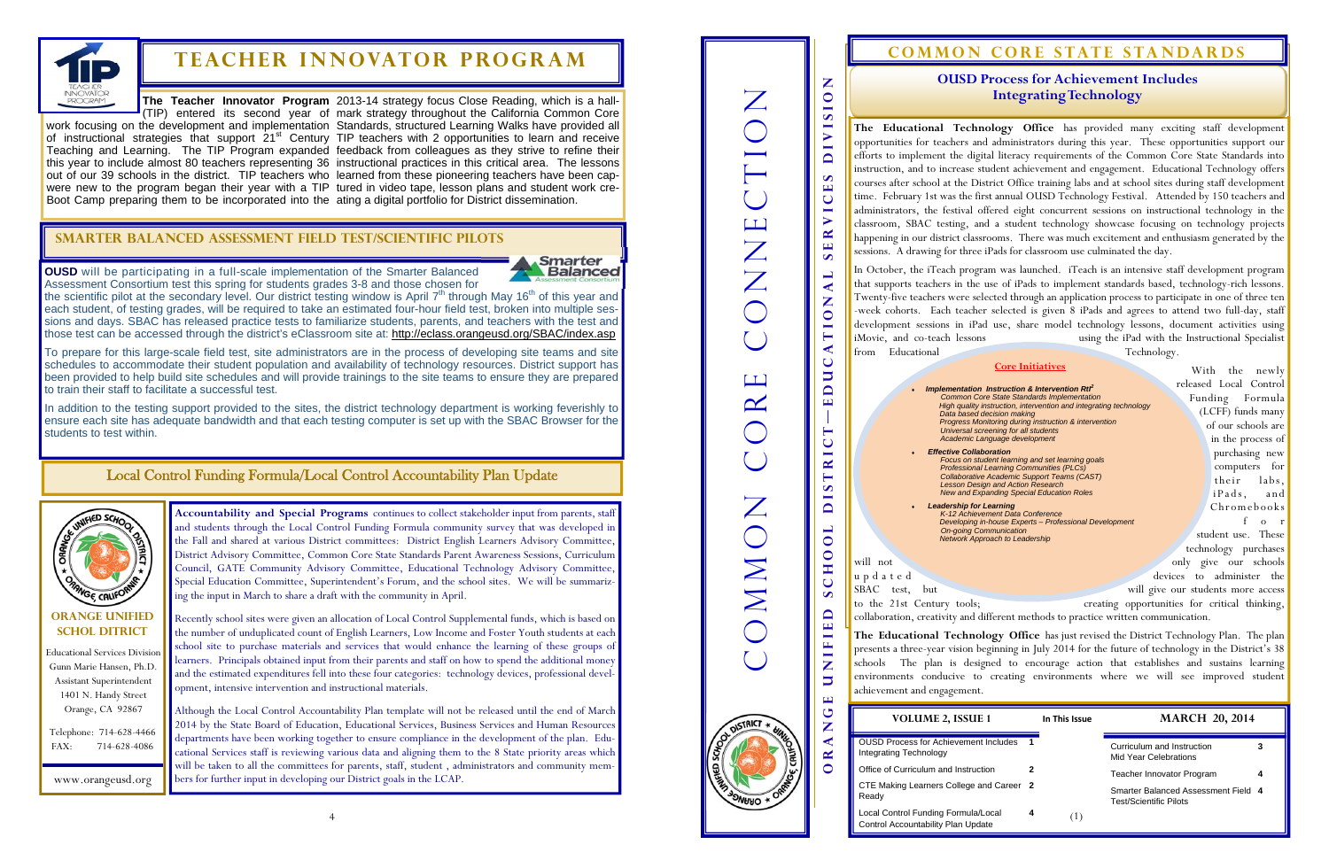# TEACHER INNOVATOR PROGRAM

**The Teacher Innovator Program** (TIP) entered its second year of work focusing on the development and implementation of instructional strategies that support 21st Century Teaching and Learning. The TIP Program expanded this year to include almost 80 teachers representing 36 out of our 39 schools in the district. TIP teachers who were new to the program began their year with a TIP Boot Camp preparing them to be incorporated into the 2013-14 strategy focus Close Reading, which is a hallmark strategy throughout the California Common Core Standards, structured Learning Walks have provided all TIP teachers with 2 opportunities to learn and receive feedback from colleagues as they strive to refine their instructional practices in this critical area. The lessons learned from these pioneering teachers have been captured in video tape, lesson plans and student work creating a digital portfolio for District dissemination.

## SMARTER BALANCED ASSESSMENT FIELD TEST/SCIENTIFIC PILOTS

**OUSD** will be participating in a full-scale implementation of the Smarter Balanced Assessment Consortium test this spring for students grades 3-8 and those chosen for the scientific pilot at the secondary level. Our district testing window is April 7th through May 16th of this year and each student, of testing grades, will be required to take an estimated four-hour field test, broken into multiple sessions and days. SBAC has released practice tests to familiarize students, parents, and teachers with the test and those test can be accessed through the district's eClassroom site at: http://eclass.orangeusd.org/SBAC/index.asp

To prepare for this large-scale field test, site administrators are in the process of developing site teams and site schedules to accommodate their student population and availability of technology resources. District support has been provided to help build site schedules and will provide trainings to the site teams to ensure they are prepared to train their staff to facilitate a successful test.

In addition to the testing support provided to the sites, the district technology department is working feverishly to ensure each site has adequate bandwidth and that each testing computer is set up with the SBAC Browser for the students to test within.

## Local Control Funding Formula/Local Control Accountability Plan Update

**Accountability and Special Programs** continues to collect stakeholder input from parents, staff and students through the Local Control Funding Formula community survey that was developed in the Fall and shared at various District committees: District English Learners Advisory Committee, Common Core State Standards Parent Awareness Sessions, Curriculum Council, GATE Community Advisory Committee, Educational Technology Advisory Committee, Special Education Committee, Superintendent's Forum, and the school sites. We will be summarizing the input in March to share a draft with the community in April.

Recently school sites were given an allocation of Local Control Supplemental funds, which is based on the number of unduplicated count of English Learners, Low Income and Foster Youth students at each school site to purchase materials and services that would enhance the learning of these groups of learners. Principals obtained input from their parents and staff on how to spend the additional money and the estimated expenditures fell into these four categories: technology devices, professional development, intensive intervention and instructional materials.

Although the Local Control Accountability Plan template will not be released until the end of March 2014 by the State Board of Education, Educational Services, Business Services and Human Resources departments have been working together to ensure compliance in the development of the plan. Educational Services staff is reviewing various data and aligning them to the 8 State priority areas which will be taken to all the committees for parents, staff, student, administrators and community members for further input in developing our District goals in the LCAP.

**ORANGE UNIFIED SCHOL DISTRICT**

Educational Services Division
Gunn Marie Hansen, Ph.D.
Assistant Superintendent
1401 N. Handy Street
Orange, CA 92867

Telephone: 714-628-4466
FAX: 714-628-4086

www.orangeusd.org

# COMMON CORE CONNECTION

ORANGE UNIFIED SCHOOL DISTRICT—EDUCATIONAL SERVICES DIVISION

## COMMON CORE STATE STANDARDS

### OUSD Process for Achievement Includes Integrating Technology

**The Educational Technology Office** has provided many exciting staff development opportunities for teachers and administrators during this year. These opportunities support our efforts to implement the digital literacy requirements of the Common Core State Standards into instruction, and to increase student achievement and engagement. Educational Technology offers courses after school at the District Office training labs and at school sites during staff development time. February 1st was the first annual OUSD Technology Festival. Attended by 150 teachers and administrators, the festival offered eight concurrent sessions on instructional technology in the classroom, SBAC testing, and a student technology showcase focusing on technology projects happening in our district classrooms. There was much excitement and enthusiasm generated by the sessions. A drawing for three iPads for classroom use culminated the day.

In October, the iTeach program was launched. iTeach is an intensive staff development program that supports teachers in the use of iPads to implement standards based, technology-rich lessons. Twenty-five teachers were selected through an application process to participate in one of three ten-week cohorts. Each teacher selected is given 8 iPads and agrees to attend two full-day, staff development sessions in iPad use, share model technology lessons, document activities using iMovie, and co-teach lessons using the iPad with the Instructional Specialist from Educational Technology.

**Core Initiatives**

- ***Implementation Instruction & Intervention RtI²***
  - *Common Core State Standards Implementation*
  - *High quality instruction, intervention and integrating technology*
  - *Data based decision making*
  - *Progress Monitoring during instruction & intervention*
  - *Universal screening for all students*
  - *Academic Language development*
- ***Effective Collaboration***
  - *Focus on student learning and set learning goals*
  - *Professional Learning Communities (PLCs)*
  - *Collaborative Academic Support Teams (CAST)*
  - *Lesson Design and Action Research*
  - *New and Expanding Special Education Roles*
- ***Leadership for Learning***
  - *K-12 Achievement Data Conference*
  - *Developing in-house Experts – Professional Development*
  - *On-going Communication*
  - *Network Approach to Leadership*

With the newly released Local Control Funding Formula (LCFF) funds many of our schools are in the process of purchasing new computers for their labs, iPads, and Chromebooks for student use. These technology purchases will not only give our schools updated devices to administer the SBAC test, but will give our students more access to the 21st Century tools; creating opportunities for critical thinking, collaboration, creativity and different methods to practice written communication.

**The Educational Technology Office** has just revised the District Technology Plan. The plan presents a three-year vision beginning in July 2014 for the future of technology in the District's 38 schools. The plan is designed to encourage action that establishes and sustains learning environments conducive to creating environments where we will see improved student achievement and engagement.

**VOLUME 2, ISSUE 1** — **MARCH 20, 2014**

**In This Issue**

| Article | Page |
|---|---|
| OUSD Process for Achievement Includes Integrating Technology | 1 |
| Office of Curriculum and Instruction | 2 |
| CTE Making Learners College and Career Ready | 2 |
| Local Control Funding Formula/Local Control Accountability Plan Update | 4 |
| Curriculum and Instruction Mid Year Celebrations | 3 |
| Teacher Innovator Program | 4 |
| Smarter Balanced Assessment Field Test/Scientific Pilots | 4 |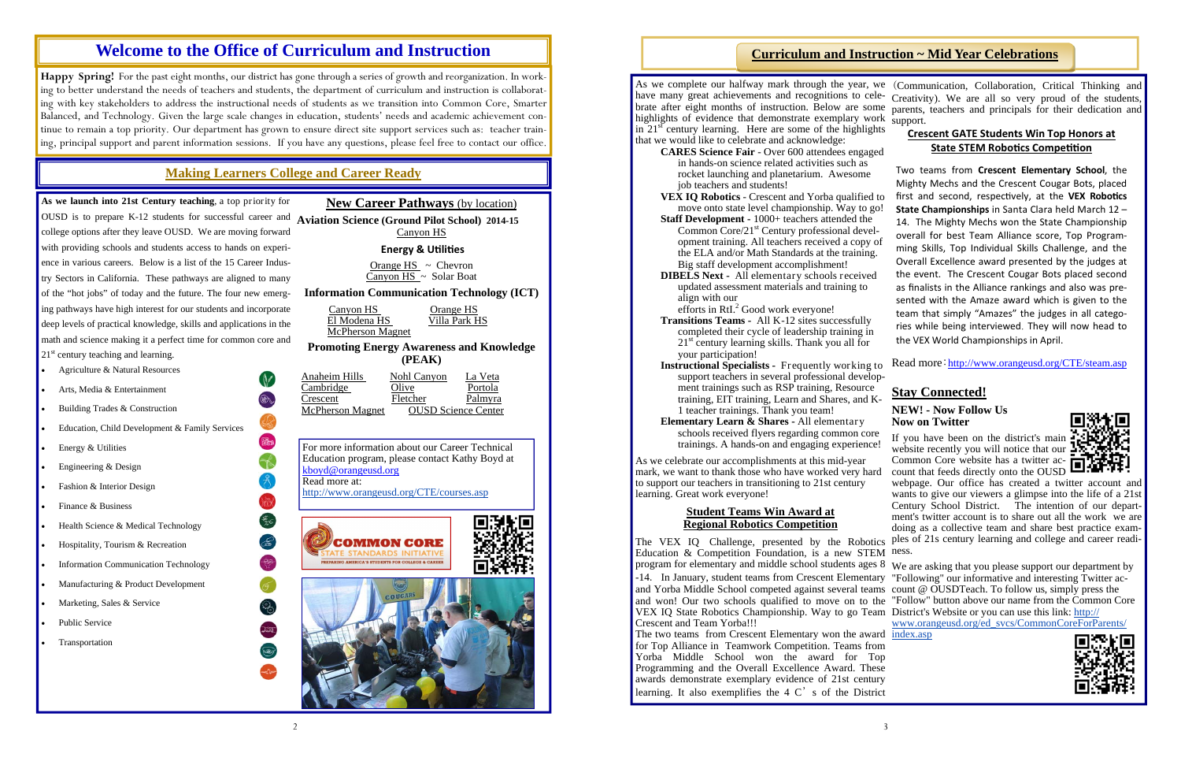# Welcome to the Office of Curriculum and Instruction

**Happy Spring!** For the past eight months, our district has gone through a series of growth and reorganization. In working to better understand the needs of teachers and students, the department of curriculum and instruction is collaborating with key stakeholders to address the instructional needs of students as we transition into Common Core, Smarter Balanced, and Technology. Given the large scale changes in education, students' needs and academic achievement continue to remain a top priority. Our department has grown to ensure direct site support services such as: teacher training, principal support and parent information sessions. If you have any questions, please feel free to contact our office.

## Making Learners College and Career Ready

**As we launch into 21st Century teaching**, a top priority for OUSD is to prepare K-12 students for successful career and college options after they leave OUSD. We are moving forward with providing schools and students access to hands on experience in various careers. Below is a list of the 15 Career Industry Sectors in California. These pathways are aligned to many of the "hot jobs" of today and the future. The four new emerging pathways have high interest for our students and incorporate deep levels of practical knowledge, skills and applications in the math and science making it a perfect time for common core and 21st century teaching and learning.

- Agriculture & Natural Resources
- Arts, Media & Entertainment
- Building Trades & Construction
- Education, Child Development & Family Services
- Energy & Utilities
- Engineering & Design
- Fashion & Interior Design
- Finance & Business
- Health Science & Medical Technology
- Hospitality, Tourism & Recreation
- Information Communication Technology
- Manufacturing & Product Development
- Marketing, Sales & Service
- Public Service
- Transportation

### New Career Pathways (by location)

**Aviation Science (Ground Pilot School) 2014-15**

Canyon HS

**Energy & Utilities**

Orange HS ~ Chevron
Canyon HS ~ Solar Boat

**Information Communication Technology (ICT)**

Canyon HS, Orange HS, El Modena HS, Villa Park HS, McPherson Magnet

**Promoting Energy Awareness and Knowledge (PEAK)**

Anaheim Hills, Nohl Canyon, La Veta, Cambridge, Olive, Portola, Crescent, Fletcher, Palmyra, McPherson Magnet, OUSD Science Center

For more information about our Career Technical Education program, please contact Kathy Boyd at kboyd@orangeusd.org
Read more at:
http://www.orangeusd.org/CTE/courses.asp

COMMON CORE STATE STANDARDS INITIATIVE
PREPARING AMERICA'S STUDENTS FOR COLLEGE & CAREER

## Curriculum and Instruction ~ Mid Year Celebrations

As we complete our halfway mark through the year, we have many great achievements and recognitions to celebrate after eight months of instruction. Below are some highlights of evidence that demonstrate exemplary work in 21st century learning. Here are some of the highlights that we would like to celebrate and acknowledge:

- **CARES Science Fair** - Over 600 attendees engaged in hands-on science related activities such as rocket launching and planetarium. Awesome job teachers and students!
- **VEX IQ Robotics** - Crescent and Yorba qualified to move onto state level championship. Way to go!
- **Staff Development** - 1000+ teachers attended the Common Core/21st Century professional development training. All teachers received a copy of the ELA and/or Math Standards at the training. Big staff development accomplishment!
- **DIBELS Next** - All elementary schools received updated assessment materials and training to align with our efforts in RtI.[2] Good work everyone!
- **Transitions Teams** - All K-12 sites successfully completed their cycle of leadership training in 21st century learning skills. Thank you all for your participation!
- **Instructional Specialists** - Frequently working to support teachers in several professional development trainings such as RSP training, Resource training, EIT training, Learn and Shares, and K-1 teacher trainings. Thank you team!
- **Elementary Learn & Shares** - All elementary schools received flyers regarding common core trainings. A hands-on and engaging experience!

As we celebrate our accomplishments at this mid-year mark, we want to thank those who have worked very hard to support our teachers in transitioning to 21st century learning. Great work everyone!

### Student Teams Win Award at Regional Robotics Competition

The VEX IQ Challenge, presented by the Robotics Education & Competition Foundation, is a new STEM program for elementary and middle school students ages 8-14. In January, student teams from Crescent Elementary and Yorba Middle School competed against several teams and won! Our two schools qualified to move on to the VEX IQ State Robotics Championship. Way to go Team Crescent and Team Yorba!!!

The two teams from Crescent Elementary won the award for Top Alliance in Teamwork Competition. Teams from Yorba Middle School won the award for Top Programming and the Overall Excellence Award. These awards demonstrate exemplary evidence of 21st century learning. It also exemplifies the 4 C's of the District (Communication, Collaboration, Critical Thinking and Creativity). We are all so very proud of the students, parents, teachers and principals for their dedication and support.

### Crescent GATE Students Win Top Honors at State STEM Robotics Competition

Two teams from **Crescent Elementary School**, the Mighty Mechs and the Crescent Cougar Bots, placed first and second, respectively, at the **VEX Robotics State Championships** in Santa Clara held March 12 – 14. The Mighty Mechs won the State Championship overall for best Team Alliance score, Top Programming Skills, Top Individual Skills Challenge, and the Overall Excellence award presented by the judges at the event. The Crescent Cougar Bots placed second as finalists in the Alliance rankings and also was presented with the Amaze award which is given to the team that simply "Amazes" the judges in all categories while being interviewed. They will now head to the VEX World Championships in April.

Read more: http://www.orangeusd.org/CTE/steam.asp

## Stay Connected!

**NEW! - Now Follow Us Now on Twitter**

If you have been on the district's main website recently you will notice that our Common Core website has a twitter account that feeds directly onto the OUSD webpage. Our office has created a twitter account and wants to give our viewers a glimpse into the life of a 21st Century School District. The intention of our department's twitter account is to share out all the work we are doing as a collective team and share best practice examples of 21s century learning and college and career readiness.

We are asking that you please support our department by "Following" our informative and interesting Twitter account @ OUSDTeach. To follow us, simply press the "Follow" button above our name from the Common Core District's Website or you can use this link: http://www.orangeusd.org/ed_svcs/CommonCoreForParents/index.asp